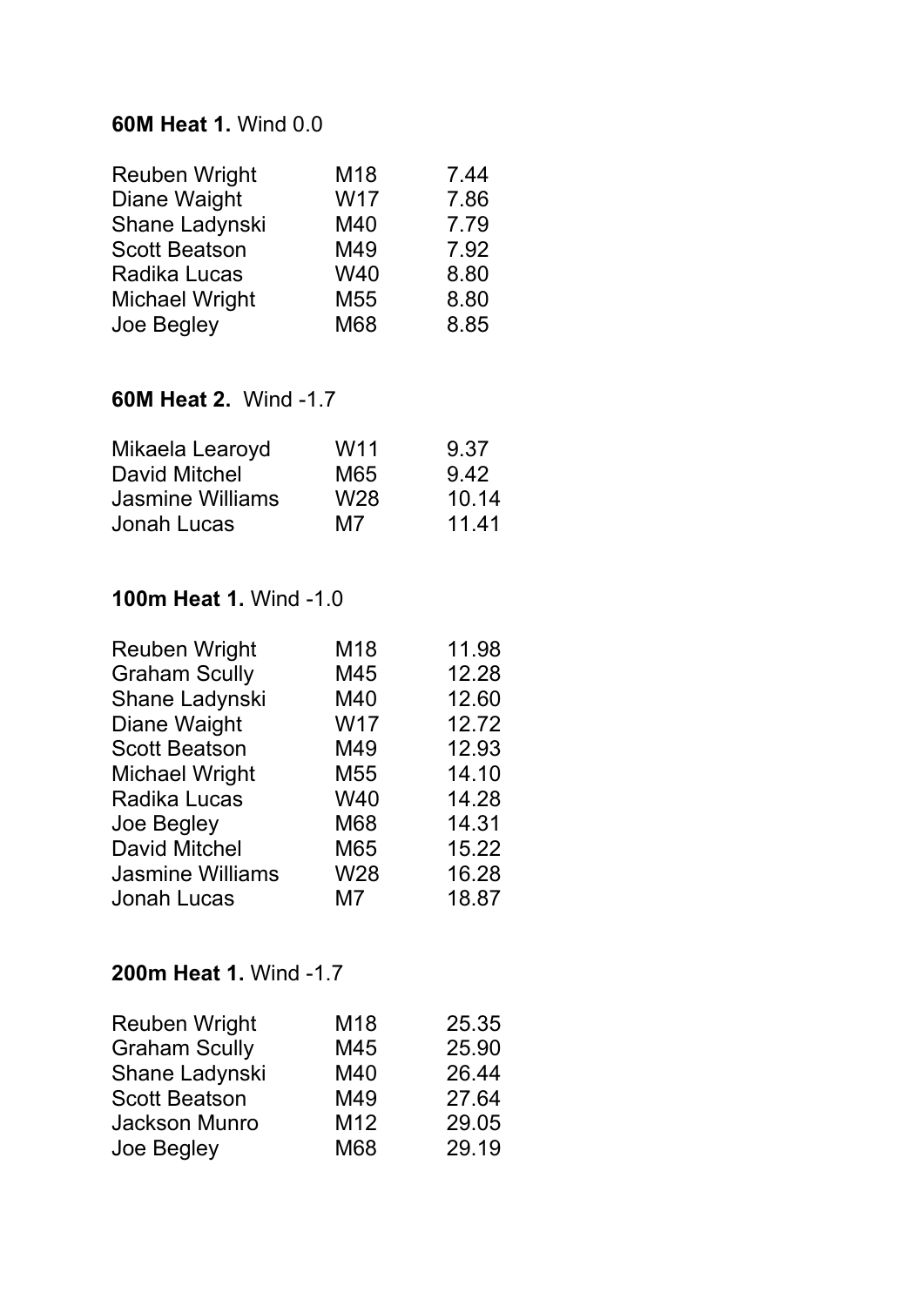**60M Heat 1.** Wind 0.0

| | | |
|---|---|---|
| Reuben Wright | M18 | 7.44 |
| Diane Waight | W17 | 7.86 |
| Shane Ladynski | M40 | 7.79 |
| Scott Beatson | M49 | 7.92 |
| Radika Lucas | W40 | 8.80 |
| Michael Wright | M55 | 8.80 |
| Joe Begley | M68 | 8.85 |

**60M Heat 2.** Wind -1.7

| | | |
|---|---|---|
| Mikaela Learoyd | W11 | 9.37 |
| David Mitchel | M65 | 9.42 |
| Jasmine Williams | W28 | 10.14 |
| Jonah Lucas | M7 | 11.41 |

**100m Heat 1.** Wind -1.0

| | | |
|---|---|---|
| Reuben Wright | M18 | 11.98 |
| Graham Scully | M45 | 12.28 |
| Shane Ladynski | M40 | 12.60 |
| Diane Waight | W17 | 12.72 |
| Scott Beatson | M49 | 12.93 |
| Michael Wright | M55 | 14.10 |
| Radika Lucas | W40 | 14.28 |
| Joe Begley | M68 | 14.31 |
| David Mitchel | M65 | 15.22 |
| Jasmine Williams | W28 | 16.28 |
| Jonah Lucas | M7 | 18.87 |

**200m Heat 1.** Wind -1.7

| | | |
|---|---|---|
| Reuben Wright | M18 | 25.35 |
| Graham Scully | M45 | 25.90 |
| Shane Ladynski | M40 | 26.44 |
| Scott Beatson | M49 | 27.64 |
| Jackson Munro | M12 | 29.05 |
| Joe Begley | M68 | 29.19 |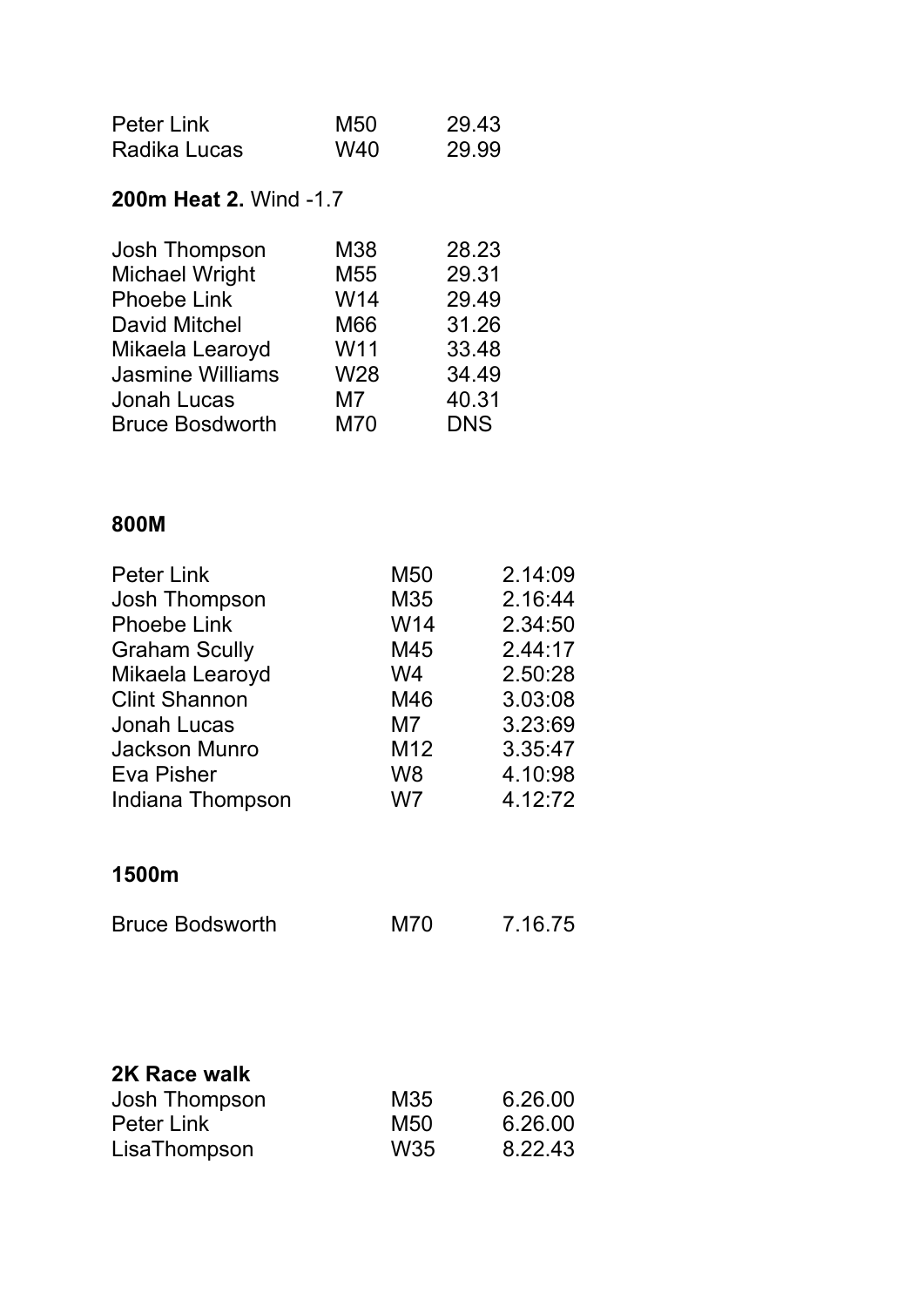| | | |
|---|---|---|
| Peter Link | M50 | 29.43 |
| Radika Lucas | W40 | 29.99 |

**200m Heat 2.** Wind -1.7

| | | |
|---|---|---|
| Josh Thompson | M38 | 28.23 |
| Michael Wright | M55 | 29.31 |
| Phoebe Link | W14 | 29.49 |
| David Mitchel | M66 | 31.26 |
| Mikaela Learoyd | W11 | 33.48 |
| Jasmine Williams | W28 | 34.49 |
| Jonah Lucas | M7 | 40.31 |
| Bruce Bosdworth | M70 | DNS |

**800M**

| | | |
|---|---|---|
| Peter Link | M50 | 2.14:09 |
| Josh Thompson | M35 | 2.16:44 |
| Phoebe Link | W14 | 2.34:50 |
| Graham Scully | M45 | 2.44:17 |
| Mikaela Learoyd | W4 | 2.50:28 |
| Clint Shannon | M46 | 3.03:08 |
| Jonah Lucas | M7 | 3.23:69 |
| Jackson Munro | M12 | 3.35:47 |
| Eva Pisher | W8 | 4.10:98 |
| Indiana Thompson | W7 | 4.12:72 |

**1500m**

| | | |
|---|---|---|
| Bruce Bodsworth | M70 | 7.16.75 |

**2K Race walk**

| | | |
|---|---|---|
| Josh Thompson | M35 | 6.26.00 |
| Peter Link | M50 | 6.26.00 |
| LisaThompson | W35 | 8.22.43 |